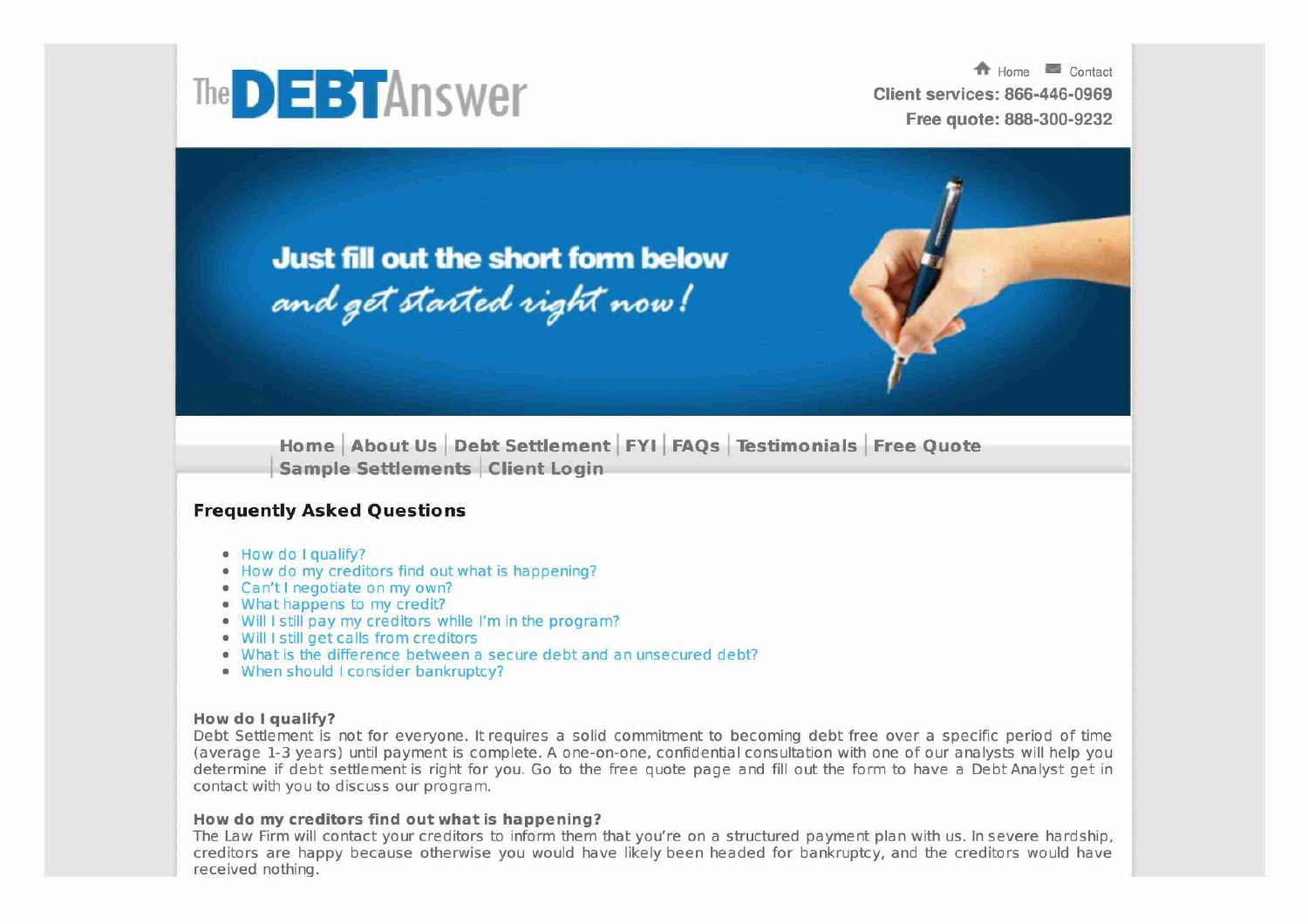The DEBT Answer

Home Contact
Client services: 866-446-0969
Free quote: 888-300-9232

Just fill out the short form below
*and get started right now!*

Home | About Us | Debt Settlement | FYI | FAQs | Testimonials | Free Quote | Sample Settlements | Client Login

## Frequently Asked Questions

- How do I qualify?
- How do my creditors find out what is happening?
- Can't I negotiate on my own?
- What happens to my credit?
- Will I still pay my creditors while I'm in the program?
- Will I still get calls from creditors
- What is the difference between a secure debt and an unsecured debt?
- When should I consider bankruptcy?

### How do I qualify?

Debt Settlement is not for everyone. It requires a solid commitment to becoming debt free over a specific period of time (average 1-3 years) until payment is complete. A one-on-one, confidential consultation with one of our analysts will help you determine if debt settlement is right for you. Go to the free quote page and fill out the form to have a Debt Analyst get in contact with you to discuss our program.

### How do my creditors find out what is happening?

The Law Firm will contact your creditors to inform them that you're on a structured payment plan with us. In severe hardship, creditors are happy because otherwise you would have likely been headed for bankruptcy, and the creditors would have received nothing.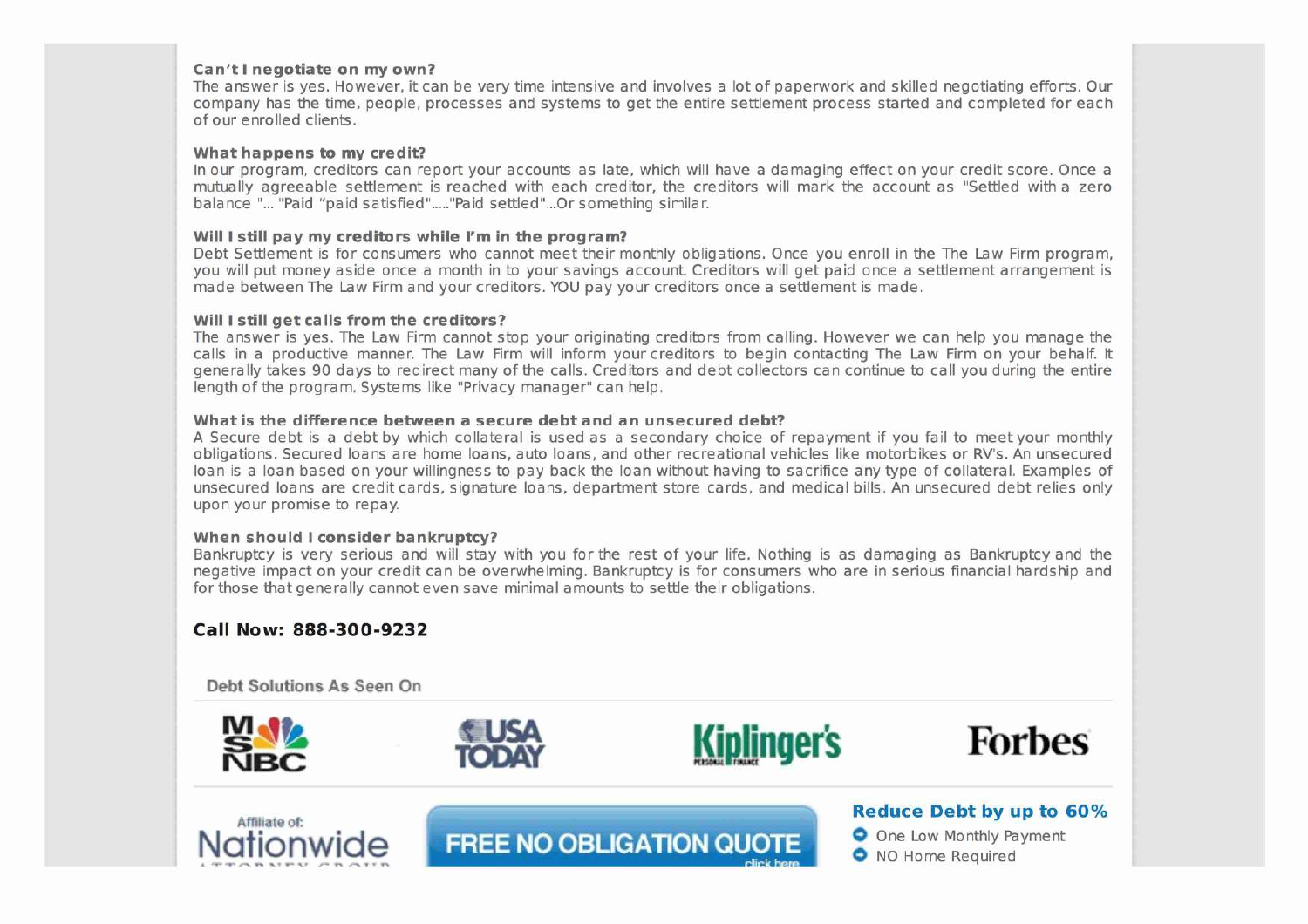**Can't I negotiate on my own?**
The answer is yes. However, it can be very time intensive and involves a lot of paperwork and skilled negotiating efforts. Our company has the time, people, processes and systems to get the entire settlement process started and completed for each of our enrolled clients.

**What happens to my credit?**
In our program, creditors can report your accounts as late, which will have a damaging effect on your credit score. Once a mutually agreeable settlement is reached with each creditor, the creditors will mark the account as "Settled with a zero balance "... "Paid "paid satisfied"....."Paid settled"...Or something similar.

**Will I still pay my creditors while I'm in the program?**
Debt Settlement is for consumers who cannot meet their monthly obligations. Once you enroll in the The Law Firm program, you will put money aside once a month in to your savings account. Creditors will get paid once a settlement arrangement is made between The Law Firm and your creditors. YOU pay your creditors once a settlement is made.

**Will I still get calls from the creditors?**
The answer is yes. The Law Firm cannot stop your originating creditors from calling. However we can help you manage the calls in a productive manner. The Law Firm will inform your creditors to begin contacting The Law Firm on your behalf. It generally takes 90 days to redirect many of the calls. Creditors and debt collectors can continue to call you during the entire length of the program. Systems like "Privacy manager" can help.

**What is the difference between a secure debt and an unsecured debt?**
A Secure debt is a debt by which collateral is used as a secondary choice of repayment if you fail to meet your monthly obligations. Secured loans are home loans, auto loans, and other recreational vehicles like motorbikes or RV's. An unsecured loan is a loan based on your willingness to pay back the loan without having to sacrifice any type of collateral. Examples of unsecured loans are credit cards, signature loans, department store cards, and medical bills. An unsecured debt relies only upon your promise to repay.

**When should I consider bankruptcy?**
Bankruptcy is very serious and will stay with you for the rest of your life. Nothing is as damaging as Bankruptcy and the negative impact on your credit can be overwhelming. Bankruptcy is for consumers who are in serious financial hardship and for those that generally cannot even save minimal amounts to settle their obligations.

**Call Now: 888-300-9232**

Debt Solutions As Seen On

MSNBC | USA TODAY | Kiplinger's | Forbes

Affiliate of: Nationwide Attorney Group

FREE NO OBLIGATION QUOTE click here

**Reduce Debt by up to 60%**

- One Low Monthly Payment
- NO Home Required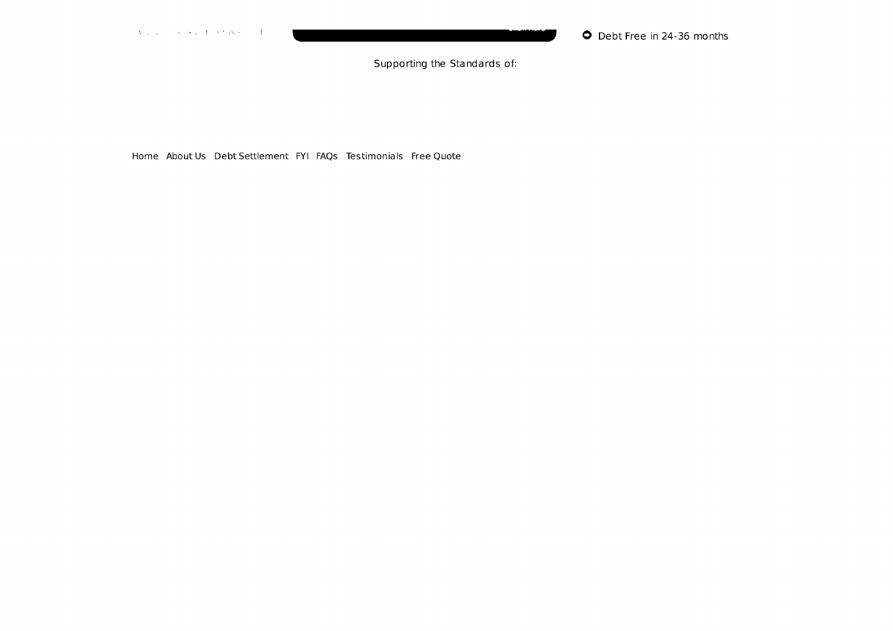- Debt Free in 24-36 months

Supporting the Standards of:

Home About Us Debt Settlement FYI FAQs Testimonials Free Quote